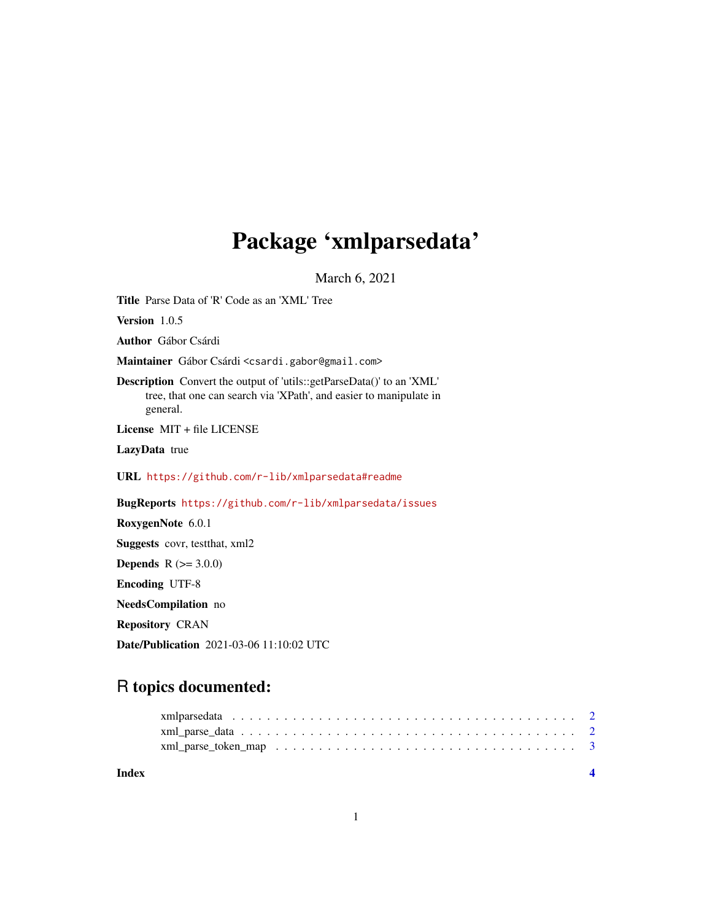# Package 'xmlparsedata'

March 6, 2021

**Title** Parse Data of 'R' Code as an 'XML' Tree

**Version** 1.0.5

**Author** Gábor Csárdi

**Maintainer** Gábor Csárdi <csardi.gabor@gmail.com>

**Description** Convert the output of 'utils::getParseData()' to an 'XML' tree, that one can search via 'XPath', and easier to manipulate in general.

**License** MIT + file LICENSE

**LazyData** true

**URL** https://github.com/r-lib/xmlparsedata#readme

**BugReports** https://github.com/r-lib/xmlparsedata/issues

**RoxygenNote** 6.0.1

**Suggests** covr, testthat, xml2

**Depends** R (>= 3.0.0)

**Encoding** UTF-8

**NeedsCompilation** no

**Repository** CRAN

**Date/Publication** 2021-03-06 11:10:02 UTC

## R topics documented:

- xmlparsedata . . . . . . . . . . . . . . . . . . . . . . . . . . . . . . . . . . . . . . . 2
- xml_parse_data . . . . . . . . . . . . . . . . . . . . . . . . . . . . . . . . . . . . . . 2
- xml_parse_token_map . . . . . . . . . . . . . . . . . . . . . . . . . . . . . . . . . . 3

**Index** 4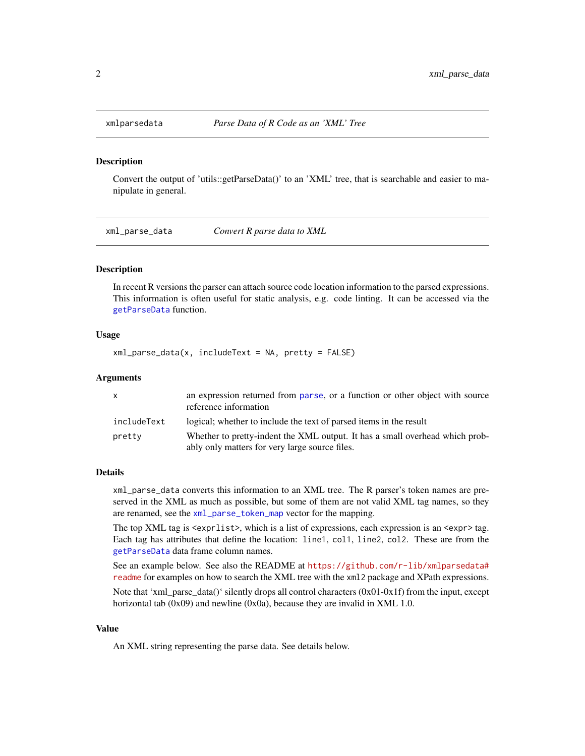## xmlparsedata — *Parse Data of R Code as an 'XML' Tree*

### Description

Convert the output of 'utils::getParseData()' to an 'XML' tree, that is searchable and easier to manipulate in general.

## xml_parse_data — *Convert R parse data to XML*

### Description

In recent R versions the parser can attach source code location information to the parsed expressions. This information is often useful for static analysis, e.g. code linting. It can be accessed via the `getParseData` function.

### Usage

```
xml_parse_data(x, includeText = NA, pretty = FALSE)
```

### Arguments

| | |
|---|---|
| `x` | an expression returned from `parse`, or a function or other object with source reference information |
| `includeText` | logical; whether to include the text of parsed items in the result |
| `pretty` | Whether to pretty-indent the XML output. It has a small overhead which probably only matters for very large source files. |

### Details

`xml_parse_data` converts this information to an XML tree. The R parser's token names are preserved in the XML as much as possible, but some of them are not valid XML tag names, so they are renamed, see the `xml_parse_token_map` vector for the mapping.

The top XML tag is `<exprlist>`, which is a list of expressions, each expression is an `<expr>` tag. Each tag has attributes that define the location: `line1`, `col1`, `line2`, `col2`. These are from the `getParseData` data frame column names.

See an example below. See also the README at https://github.com/r-lib/xmlparsedata#readme for examples on how to search the XML tree with the `xml2` package and XPath expressions.

Note that 'xml_parse_data()' silently drops all control characters (0x01-0x1f) from the input, except horizontal tab (0x09) and newline (0x0a), because they are invalid in XML 1.0.

### Value

An XML string representing the parse data. See details below.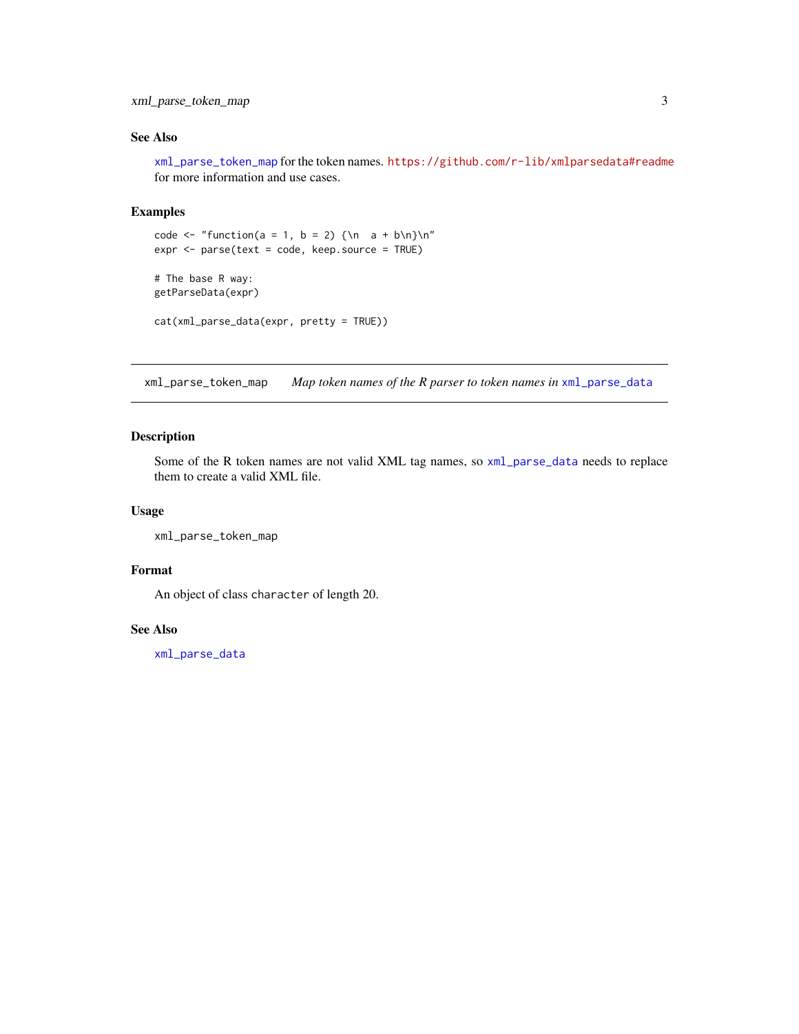## See Also

`xml_parse_token_map` for the token names. https://github.com/r-lib/xmlparsedata#readme for more information and use cases.

## Examples

```
code <- "function(a = 1, b = 2) {\n  a + b\n}\n"
expr <- parse(text = code, keep.source = TRUE)

# The base R way:
getParseData(expr)

cat(xml_parse_data(expr, pretty = TRUE))
```

---

# xml_parse_token_map — *Map token names of the R parser to token names in* `xml_parse_data`

---

## Description

Some of the R token names are not valid XML tag names, so `xml_parse_data` needs to replace them to create a valid XML file.

## Usage

```
xml_parse_token_map
```

## Format

An object of class `character` of length 20.

## See Also

`xml_parse_data`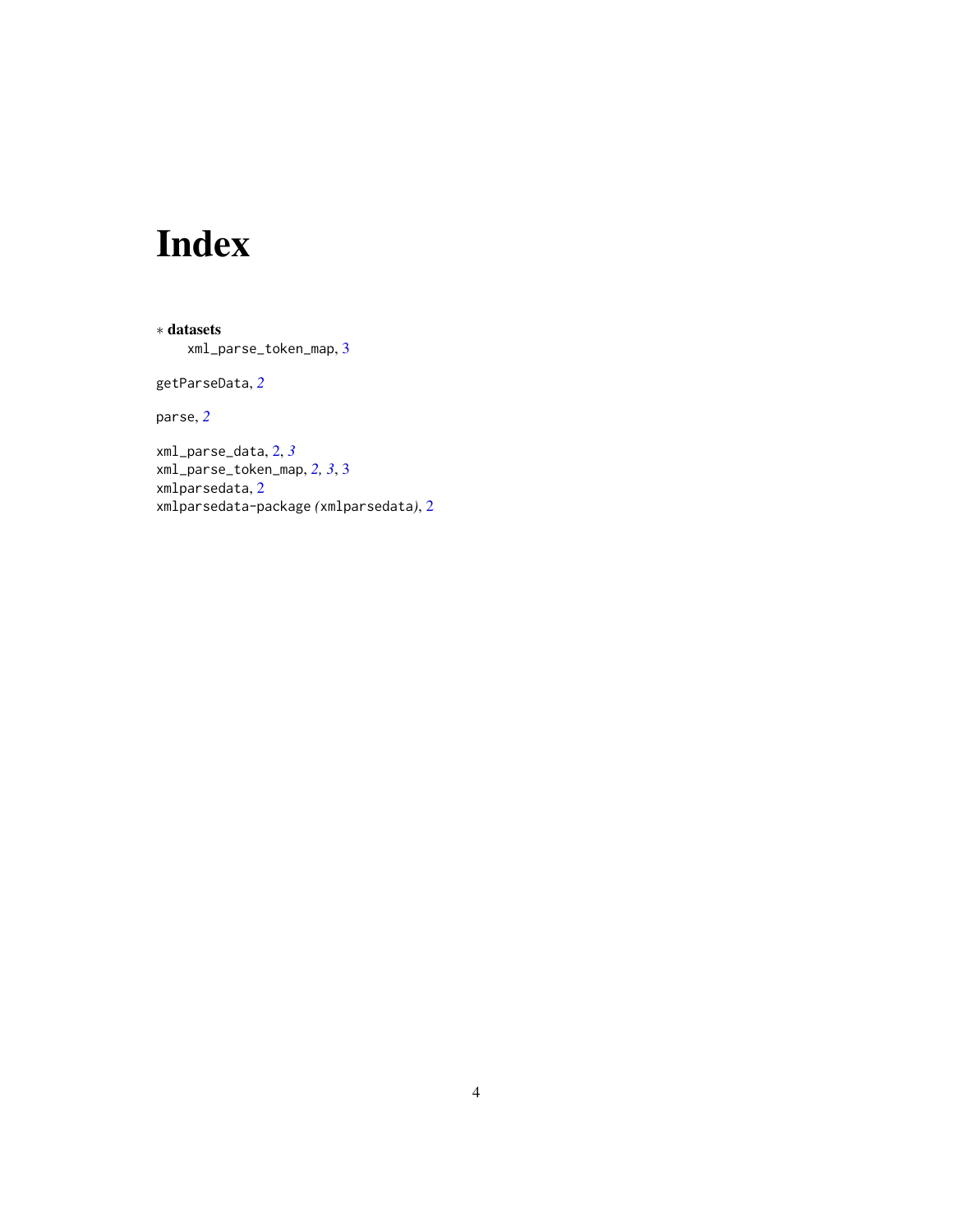# Index

∗ **datasets**

  xml_parse_token_map, 3

getParseData, *2*

parse, *2*

xml_parse_data, 2, *3*
xml_parse_token_map, *2, 3*, 3
xmlparsedata, 2
xmlparsedata-package *(*xmlparsedata*)*, 2